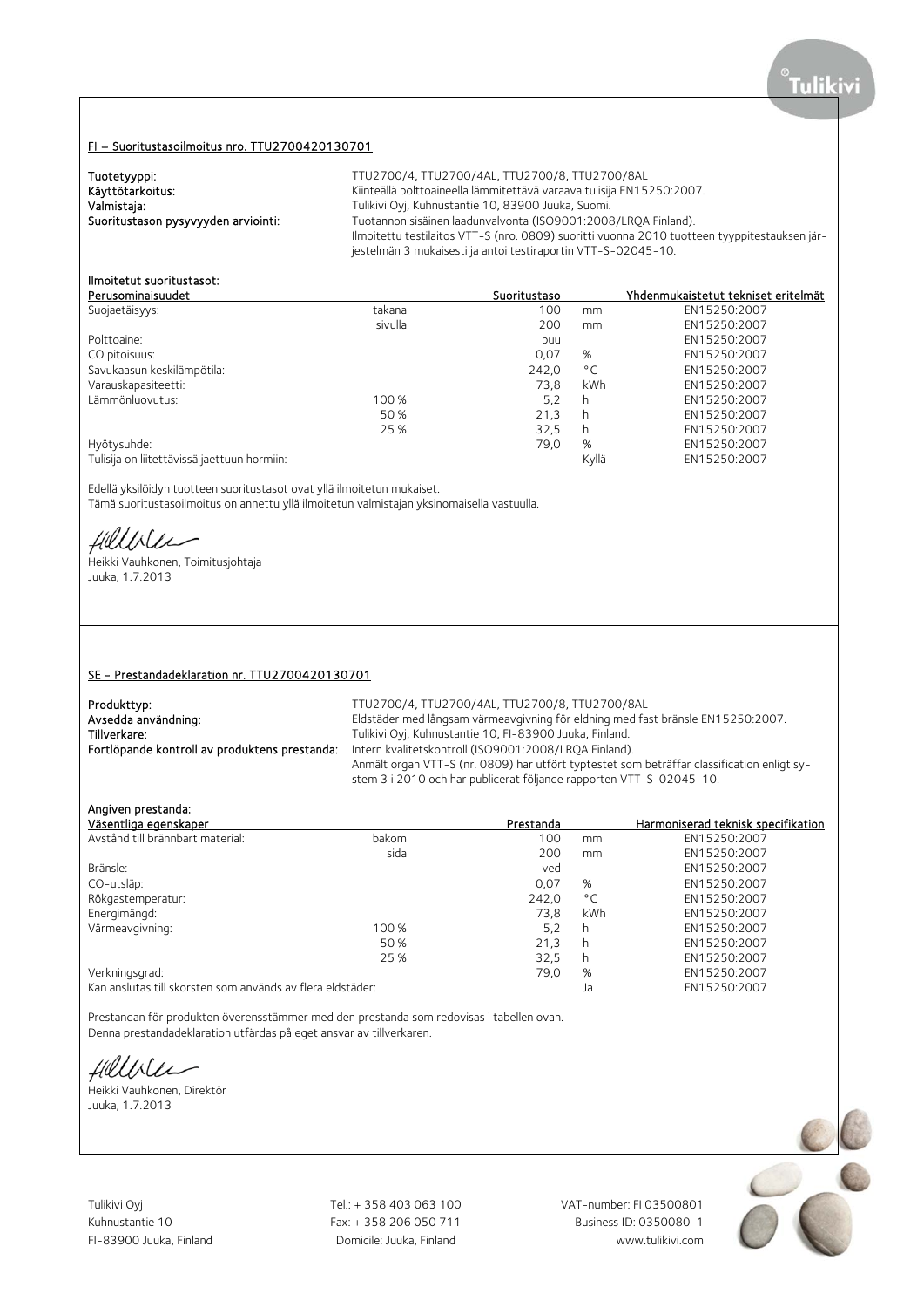## FI – Suoritustasoilmoitus nro. TTU2700420130701

**Tuotetyyppi:** TTU2700/4, TTU2700/4AL, TTU2700/8, TTU2700/8AL
**Käyttötarkoitus:** Kiinteällä polttoaineella lämmitettävä varaava tulisija EN15250:2007.
**Valmistaja:** Tulikivi Oyj, Kuhnustantie 10, 83900 Juuka, Suomi.
**Suoritustason pysyvyyden arviointi:** Tuotannon sisäinen laadunvalvonta (ISO9001:2008/LRQA Finland).
Ilmoitettu testilaitos VTT-S (nro. 0809) suoritti vuonna 2010 tuotteen tyyppitestauksen järjestelmän 3 mukaisesti ja antoi testiraportin VTT-S-02045-10.

**Ilmoitetut suoritustasot:**

| Perusominaisuudet | | Suoritustaso | | Yhdenmukaistetut tekniset eritelmät |
|---|---|---|---|---|
| Suojaetäisyys: | takana | 100 | mm | EN15250:2007 |
| | sivulla | 200 | mm | EN15250:2007 |
| Polttoaine: | | puu | | EN15250:2007 |
| CO pitoisuus: | | 0,07 | % | EN15250:2007 |
| Savukaasun keskilämpötila: | | 242,0 | °C | EN15250:2007 |
| Varauskapasiteetti: | | 73,8 | kWh | EN15250:2007 |
| Lämmönluovutus: | 100 % | 5,2 | h | EN15250:2007 |
| | 50 % | 21,3 | h | EN15250:2007 |
| | 25 % | 32,5 | h | EN15250:2007 |
| Hyötysuhde: | | 79,0 | % | EN15250:2007 |
| Tulisija on liitettävissä jaettuun hormiin: | | | Kyllä | EN15250:2007 |

Edellä yksilöidyn tuotteen suoritustasot ovat yllä ilmoitetun mukaiset.
Tämä suoritustasoilmoitus on annettu yllä ilmoitetun valmistajan yksinomaisella vastuulla.

Heikki Vauhkonen, Toimitusjohtaja
Juuka, 1.7.2013

## SE - Prestandadeklaration nr. TTU2700420130701

**Produkttyp:** TTU2700/4, TTU2700/4AL, TTU2700/8, TTU2700/8AL
**Avsedda användning:** Eldstäder med långsam värmeavgivning för eldning med fast bränsle EN15250:2007.
**Tillverkare:** Tulikivi Oyj, Kuhnustantie 10, FI-83900 Juuka, Finland.
**Fortlöpande kontroll av produktens prestanda:** Intern kvalitetskontroll (ISO9001:2008/LRQA Finland).
Anmält organ VTT-S (nr. 0809) har utfört typtestet som beträffar classification enligt system 3 i 2010 och har publicerat följande rapporten VTT-S-02045-10.

**Angiven prestanda:**

| Väsentliga egenskaper | | Prestanda | | Harmoniserad teknisk specifikation |
|---|---|---|---|---|
| Avstånd till brännbart material: | bakom | 100 | mm | EN15250:2007 |
| | sida | 200 | mm | EN15250:2007 |
| Bränsle: | | ved | | EN15250:2007 |
| CO-utsläp: | | 0,07 | % | EN15250:2007 |
| Rökgastemperatur: | | 242,0 | °C | EN15250:2007 |
| Energimängd: | | 73,8 | kWh | EN15250:2007 |
| Värmeavgivning: | 100 % | 5,2 | h | EN15250:2007 |
| | 50 % | 21,3 | h | EN15250:2007 |
| | 25 % | 32,5 | h | EN15250:2007 |
| Verkningsgrad: | | 79,0 | % | EN15250:2007 |
| Kan anslutas till skorsten som används av flera eldstäder: | | | Ja | EN15250:2007 |

Prestandan för produkten överensstämmer med den prestanda som redovisas i tabellen ovan.
Denna prestandadeklaration utfärdas på eget ansvar av tillverkaren.

Heikki Vauhkonen, Direktör
Juuka, 1.7.2013

Tulikivi Oyj
Kuhnustantie 10
FI-83900 Juuka, Finland

Tel.: + 358 403 063 100
Fax: + 358 206 050 711
Domicile: Juuka, Finland

VAT-number: FI 03500801
Business ID: 0350080-1
www.tulikivi.com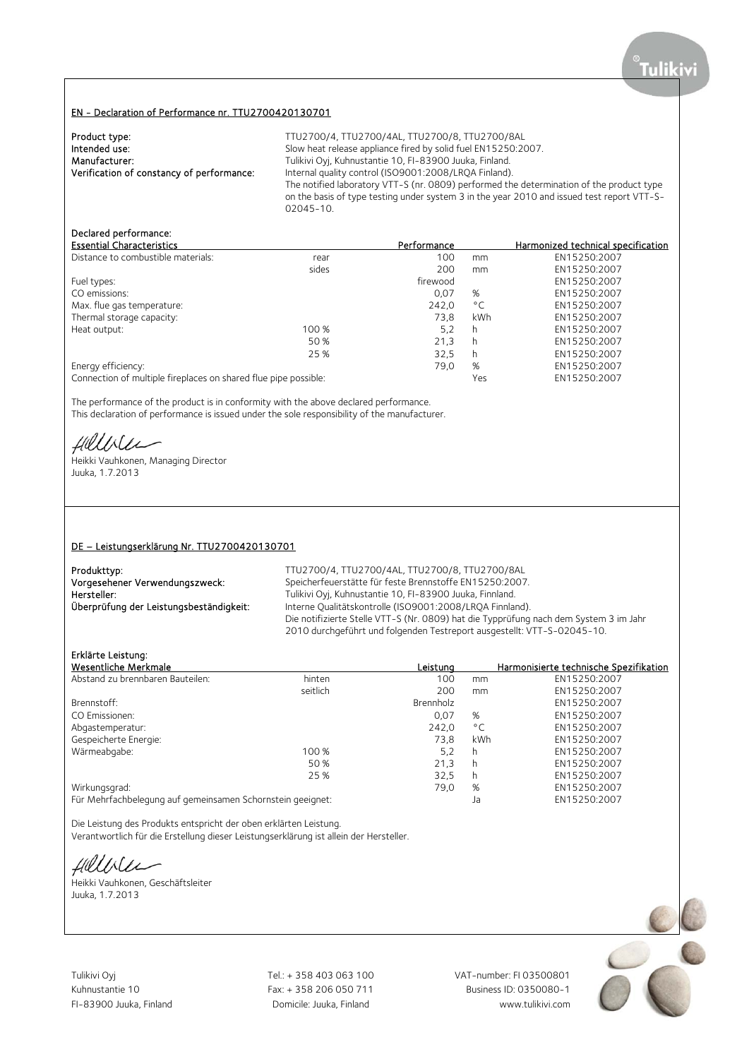## EN - Declaration of Performance nr. TTU2700420130701

**Product type:** TTU2700/4, TTU2700/4AL, TTU2700/8, TTU2700/8AL
**Intended use:** Slow heat release appliance fired by solid fuel EN15250:2007.
**Manufacturer:** Tulikivi Oyj, Kuhnustantie 10, FI-83900 Juuka, Finland.
**Verification of constancy of performance:** Internal quality control (ISO9001:2008/LRQA Finland).
The notified laboratory VTT-S (nr. 0809) performed the determination of the product type on the basis of type testing under system 3 in the year 2010 and issued test report VTT-S-02045-10.

**Declared performance:**

| Essential Characteristics | | Performance | | Harmonized technical specification |
|---|---|---|---|---|
| Distance to combustible materials: | rear | 100 | mm | EN15250:2007 |
| | sides | 200 | mm | EN15250:2007 |
| Fuel types: | | firewood | | EN15250:2007 |
| CO emissions: | | 0,07 | % | EN15250:2007 |
| Max. flue gas temperature: | | 242,0 | °C | EN15250:2007 |
| Thermal storage capacity: | | 73,8 | kWh | EN15250:2007 |
| Heat output: | 100 % | 5,2 | h | EN15250:2007 |
| | 50 % | 21,3 | h | EN15250:2007 |
| | 25 % | 32,5 | h | EN15250:2007 |
| Energy efficiency: | | 79,0 | % | EN15250:2007 |
| Connection of multiple fireplaces on shared flue pipe possible: | | | Yes | EN15250:2007 |

The performance of the product is in conformity with the above declared performance.
This declaration of performance is issued under the sole responsibility of the manufacturer.

Heikki Vauhkonen, Managing Director
Juuka, 1.7.2013

## DE – Leistungserklärung Nr. TTU2700420130701

**Produkttyp:** TTU2700/4, TTU2700/4AL, TTU2700/8, TTU2700/8AL
**Vorgesehener Verwendungszweck:** Speicherfeuerstätte für feste Brennstoffe EN15250:2007.
**Hersteller:** Tulikivi Oyj, Kuhnustantie 10, FI-83900 Juuka, Finnland.
**Überprüfung der Leistungsbeständigkeit:** Interne Qualitätskontrolle (ISO9001:2008/LRQA Finnland).
Die notifizierte Stelle VTT-S (Nr. 0809) hat die Typprüfung nach dem System 3 im Jahr 2010 durchgeführt und folgenden Testreport ausgestellt: VTT-S-02045-10.

**Erklärte Leistung:**

| Wesentliche Merkmale | | Leistung | | Harmonisierte technische Spezifikation |
|---|---|---|---|---|
| Abstand zu brennbaren Bauteilen: | hinten | 100 | mm | EN15250:2007 |
| | seitlich | 200 | mm | EN15250:2007 |
| Brennstoff: | | Brennholz | | EN15250:2007 |
| CO Emissionen: | | 0,07 | % | EN15250:2007 |
| Abgastemperatur: | | 242,0 | °C | EN15250:2007 |
| Gespeicherte Energie: | | 73,8 | kWh | EN15250:2007 |
| Wärmeabgabe: | 100 % | 5,2 | h | EN15250:2007 |
| | 50 % | 21,3 | h | EN15250:2007 |
| | 25 % | 32,5 | h | EN15250:2007 |
| Wirkungsgrad: | | 79,0 | % | EN15250:2007 |
| Für Mehrfachbelegung auf gemeinsamen Schornstein geeignet: | | | Ja | EN15250:2007 |

Die Leistung des Produkts entspricht der oben erklärten Leistung.
Verantwortlich für die Erstellung dieser Leistungserklärung ist allein der Hersteller.

Heikki Vauhkonen, Geschäftsleiter
Juuka, 1.7.2013

Tulikivi Oyj
Kuhnustantie 10
FI-83900 Juuka, Finland

Tel.: + 358 403 063 100
Fax: + 358 206 050 711
Domicile: Juuka, Finland

VAT-number: FI 03500801
Business ID: 0350080-1
www.tulikivi.com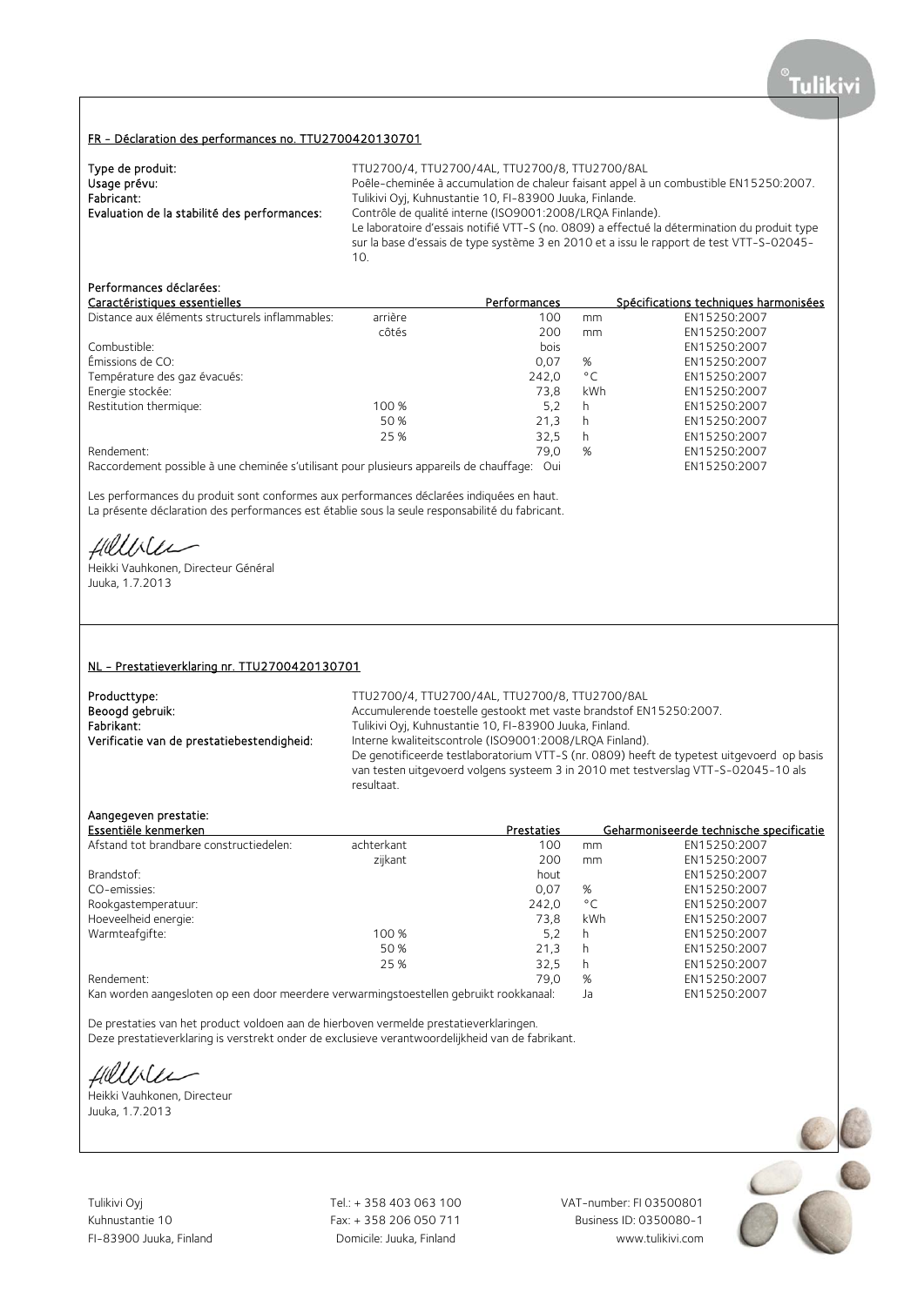## FR - Déclaration des performances no. TTU2700420130701

**Type de produit:** TTU2700/4, TTU2700/4AL, TTU2700/8, TTU2700/8AL
**Usage prévu:** Poêle-cheminée à accumulation de chaleur faisant appel à un combustible EN15250:2007.
**Fabricant:** Tulikivi Oyj, Kuhnustantie 10, FI-83900 Juuka, Finlande.
**Evaluation de la stabilité des performances:** Contrôle de qualité interne (ISO9001:2008/LRQA Finlande).
Le laboratoire d'essais notifié VTT-S (no. 0809) a effectué la détermination du produit type sur la base d'essais de type système 3 en 2010 et a issu le rapport de test VTT-S-02045-10.

**Performances déclarées:**

| Caractéristiques essentielles | | Performances | | Spécifications techniques harmonisées |
|---|---|---|---|---|
| Distance aux éléments structurels inflammables: | arrière | 100 | mm | EN15250:2007 |
| | côtés | 200 | mm | EN15250:2007 |
| Combustible: | | bois | | EN15250:2007 |
| Émissions de CO: | | 0,07 | % | EN15250:2007 |
| Température des gaz évacués: | | 242,0 | °C | EN15250:2007 |
| Energie stockée: | | 73,8 | kWh | EN15250:2007 |
| Restitution thermique: | 100 % | 5,2 | h | EN15250:2007 |
| | 50 % | 21,3 | h | EN15250:2007 |
| | 25 % | 32,5 | h | EN15250:2007 |
| Rendement: | | 79,0 | % | EN15250:2007 |
| Raccordement possible à une cheminée s'utilisant pour plusieurs appareils de chauffage: | | | Oui | EN15250:2007 |

Les performances du produit sont conformes aux performances déclarées indiquées en haut.
La présente déclaration des performances est établie sous la seule responsabilité du fabricant.

Heikki Vauhkonen, Directeur Général
Juuka, 1.7.2013

## NL - Prestatieverklaring nr. TTU2700420130701

**Producttype:** TTU2700/4, TTU2700/4AL, TTU2700/8, TTU2700/8AL
**Beoogd gebruik:** Accumulerende toestelle gestookt met vaste brandstof EN15250:2007.
**Fabrikant:** Tulikivi Oyj, Kuhnustantie 10, FI-83900 Juuka, Finland.
**Verificatie van de prestatiebestendigheid:** Interne kwaliteitscontrole (ISO9001:2008/LRQA Finland).
De genotificeerde testlaboratorium VTT-S (nr. 0809) heeft de typetest uitgevoerd op basis van testen uitgevoerd volgens systeem 3 in 2010 met testverslag VTT-S-02045-10 als resultaat.

**Aangegeven prestatie:**

| Essentiële kenmerken | | Prestaties | | Geharmoniseerde technische specificatie |
|---|---|---|---|---|
| Afstand tot brandbare constructiedelen: | achterkant | 100 | mm | EN15250:2007 |
| | zijkant | 200 | mm | EN15250:2007 |
| Brandstof: | | hout | | EN15250:2007 |
| CO-emissies: | | 0,07 | % | EN15250:2007 |
| Rookgastemperatuur: | | 242,0 | °C | EN15250:2007 |
| Hoeveelheid energie: | | 73,8 | kWh | EN15250:2007 |
| Warmteafgifte: | 100 % | 5,2 | h | EN15250:2007 |
| | 50 % | 21,3 | h | EN15250:2007 |
| | 25 % | 32,5 | h | EN15250:2007 |
| Rendement: | | 79,0 | % | EN15250:2007 |
| Kan worden aangesloten op een door meerdere verwarmingstoestellen gebruikt rookkanaal: | | | Ja | EN15250:2007 |

De prestaties van het product voldoen aan de hierboven vermelde prestatieverklaringen.
Deze prestatieverklaring is verstrekt onder de exclusieve verantwoordelijkheid van de fabrikant.

Heikki Vauhkonen, Directeur
Juuka, 1.7.2013

Tulikivi Oyj
Kuhnustantie 10
FI-83900 Juuka, Finland

Tel.: + 358 403 063 100
Fax: + 358 206 050 711
Domicile: Juuka, Finland

VAT-number: FI 03500801
Business ID: 0350080-1
www.tulikivi.com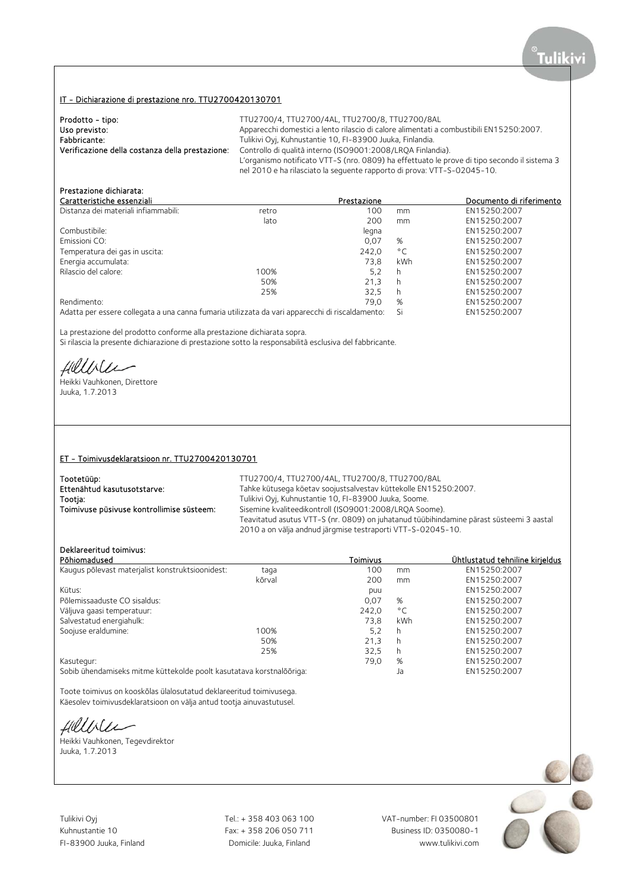## IT - Dichiarazione di prestazione nro. TTU2700420130701

**Prodotto - tipo:** TTU2700/4, TTU2700/4AL, TTU2700/8, TTU2700/8AL
**Uso previsto:** Apparecchi domestici a lento rilascio di calore alimentati a combustibili EN15250:2007.
**Fabbricante:** Tulikivi Oyj, Kuhnustantie 10, FI-83900 Juuka, Finlandia.
**Verificazione della costanza della prestazione:** Controllo di qualità interno (ISO9001:2008/LRQA Finlandia).
L'organismo notificato VTT-S (nro. 0809) ha effettuato le prove di tipo secondo il sistema 3 nel 2010 e ha rilasciato la seguente rapporto di prova: VTT-S-02045-10.

**Prestazione dichiarata:**

| Caratteristiche essenziali | | Prestazione | | Documento di riferimento |
|---|---|---|---|---|
| Distanza dei materiali infiammabili: | retro | 100 | mm | EN15250:2007 |
| | lato | 200 | mm | EN15250:2007 |
| Combustibile: | | legna | | EN15250:2007 |
| Emissioni CO: | | 0,07 | % | EN15250:2007 |
| Temperatura dei gas in uscita: | | 242,0 | °C | EN15250:2007 |
| Energia accumulata: | | 73,8 | kWh | EN15250:2007 |
| Rilascio del calore: | 100% | 5,2 | h | EN15250:2007 |
| | 50% | 21,3 | h | EN15250:2007 |
| | 25% | 32,5 | h | EN15250:2007 |
| Rendimento: | | 79,0 | % | EN15250:2007 |
| Adatta per essere collegata a una canna fumaria utilizzata da vari apparecchi di riscaldamento: | | | Si | EN15250:2007 |

La prestazione del prodotto conforme alla prestazione dichiarata sopra.
Si rilascia la presente dichiarazione di prestazione sotto la responsabilità esclusiva del fabbricante.

Heikki Vauhkonen, Direttore
Juuka, 1.7.2013

## ET - Toimivusdeklaratsioon nr. TTU2700420130701

**Tootetüüp:** TTU2700/4, TTU2700/4AL, TTU2700/8, TTU2700/8AL
**Ettenähtud kasutusotstarve:** Tahke kütusega köetav soojustsalvestav küttekolle EN15250:2007.
**Tootja:** Tulikivi Oyj, Kuhnustantie 10, FI-83900 Juuka, Soome.
**Toimivuse püsivuse kontrollimise süsteem:** Sisemine kvaliteedikontroll (ISO9001:2008/LRQA Soome).
Teavitatud asutus VTT-S (nr. 0809) on juhatanud tüübihindamine pärast süsteemi 3 aastal 2010 a on välja andnud järgmise testraporti VTT-S-02045-10.

**Deklareeritud toimivus:**

| Põhiomadused | | Toimivus | | Ühtlustatud tehniline kirjeldus |
|---|---|---|---|---|
| Kaugus põlevast materjalist konstruktsioonidest: | taga | 100 | mm | EN15250:2007 |
| | kõrval | 200 | mm | EN15250:2007 |
| Kütus: | | puu | | EN15250:2007 |
| Põlemissaaduste CO sisaldus: | | 0,07 | % | EN15250:2007 |
| Väljuva gaasi temperatuur: | | 242,0 | °C | EN15250:2007 |
| Salvestatud energiahulk: | | 73,8 | kWh | EN15250:2007 |
| Soojuse eraldumine: | 100% | 5,2 | h | EN15250:2007 |
| | 50% | 21,3 | h | EN15250:2007 |
| | 25% | 32,5 | h | EN15250:2007 |
| Kasutegur: | | 79,0 | % | EN15250:2007 |
| Sobib ühendamiseks mitme küttekolde poolt kasutatava korstnalõõriga: | | | Ja | EN15250:2007 |

Toote toimivus on kooskõlas ülalosutatud deklareeritud toimivusega.
Käesolev toimivusdeklaratsioon on välja antud tootja ainuvastutusel.

Heikki Vauhkonen, Tegevdirektor
Juuka, 1.7.2013

Tulikivi Oyj
Kuhnustantie 10
FI-83900 Juuka, Finland

Tel.: + 358 403 063 100
Fax: + 358 206 050 711
Domicile: Juuka, Finland

VAT-number: FI 03500801
Business ID: 0350080-1
www.tulikivi.com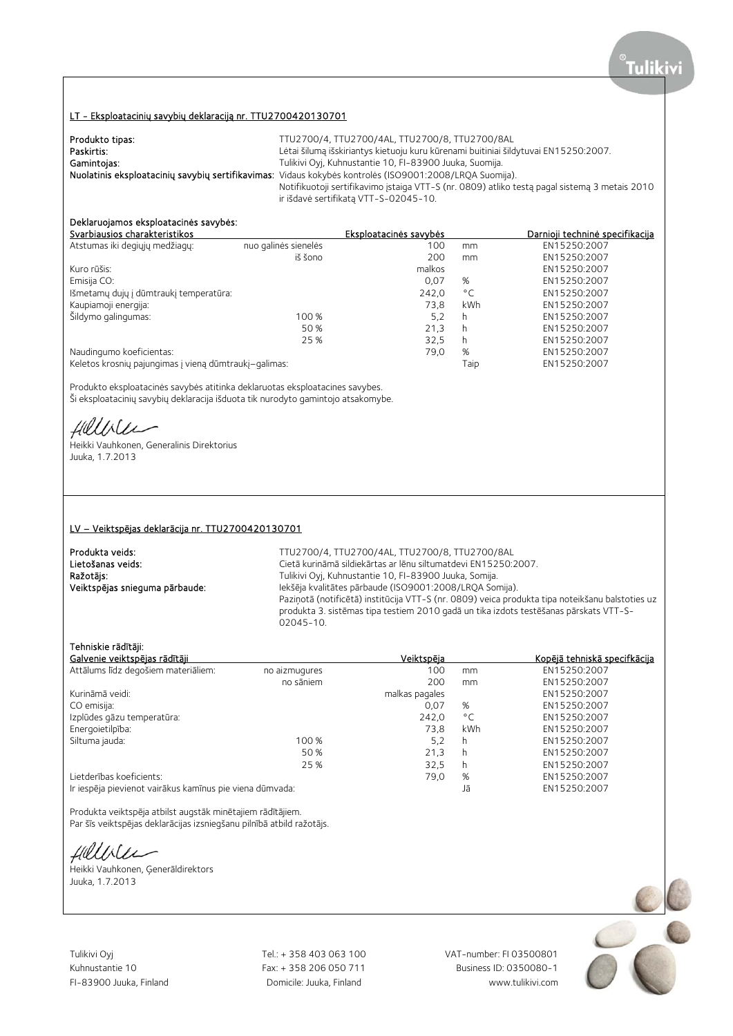## LT - Eksploatacinių savybių deklaraciją nr. TTU2700420130701

**Produkto tipas:** TTU2700/4, TTU2700/4AL, TTU2700/8, TTU2700/8AL
**Paskirtis:** Lėtai šilumą išskiriantys kietuoju kuru kūrenami buitiniai šildytuvai EN15250:2007.
**Gamintojas:** Tulikivi Oyj, Kuhnustantie 10, FI-83900 Juuka, Suomija.
**Nuolatinis eksploatacinių savybių sertifikavimas:** Vidaus kokybės kontrolės (ISO9001:2008/LRQA Suomija).
Notifikuotoji sertifikavimo įstaiga VTT-S (nr. 0809) atliko testą pagal sistemą 3 metais 2010 ir išdavė sertifikatą VTT-S-02045-10.

**Deklaruojamos eksploatacinės savybės:**

| Svarbiausios charakteristikos | | Eksploatacinės savybės | | Darnioji techninė specifikacija |
|---|---|---|---|---|
| Atstumas iki degiųjų medžiagų: | nuo galinės sienelės | 100 | mm | EN15250:2007 |
| | iš šono | 200 | mm | EN15250:2007 |
| Kuro rūšis: | | malkos | | EN15250:2007 |
| Emisija CO: | | 0,07 | % | EN15250:2007 |
| Išmetamų dujų į dūmtraukį temperatūra: | | 242,0 | °C | EN15250:2007 |
| Kaupiamoji energija: | | 73,8 | kWh | EN15250:2007 |
| Šildymo galingumas: | 100 % | 5,2 | h | EN15250:2007 |
| | 50 % | 21,3 | h | EN15250:2007 |
| | 25 % | 32,5 | h | EN15250:2007 |
| Naudingumo koeficientas: | | 79,0 | % | EN15250:2007 |
| Keletos krosnių pajungimas į vieną dūmtraukį–galimas: | | | Taip | EN15250:2007 |

Produkto eksploatacinės savybės atitinka deklaruotas eksploatacines savybes.
Ši eksploatacinių savybių deklaracija išduota tik nurodyto gamintojo atsakomybe.

Heikki Vauhkonen, Generalinis Direktorius
Juuka, 1.7.2013

## LV – Veiktspējas deklarācija nr. TTU2700420130701

**Produkta veids:** TTU2700/4, TTU2700/4AL, TTU2700/8, TTU2700/8AL
**Lietošanas veids:** Cietā kurināmā sildiekārtas ar lēnu siltumatdevi EN15250:2007.
**Ražotājs:** Tulikivi Oyj, Kuhnustantie 10, FI-83900 Juuka, Somija.
**Veiktspējas snieguma pārbaude:** Iekšēja kvalitātes pārbaude (ISO9001:2008/LRQA Somija).
Paziņotā (notificētā) institūcija VTT-S (nr. 0809) veica produkta tipa noteikšanu balstoties uz produkta 3. sistēmas tipa testiem 2010 gadā un tika izdots testēšanas pārskats VTT-S-02045-10.

**Tehniskie rādītāji:**

| Galvenie veiktspējas rādītāji | | Veiktspēja | | Kopējā tehniskā specifkācija |
|---|---|---|---|---|
| Attālums līdz degošiem materiāliem: | no aizmugures | 100 | mm | EN15250:2007 |
| | no sāniem | 200 | mm | EN15250:2007 |
| Kurināmā veidi: | | malkas pagales | | EN15250:2007 |
| CO emisija: | | 0,07 | % | EN15250:2007 |
| Izplūdes gāzu temperatūra: | | 242,0 | °C | EN15250:2007 |
| Energoietilpība: | | 73,8 | kWh | EN15250:2007 |
| Siltuma jauda: | 100 % | 5,2 | h | EN15250:2007 |
| | 50 % | 21,3 | h | EN15250:2007 |
| | 25 % | 32,5 | h | EN15250:2007 |
| Lietderības koeficients: | | 79,0 | % | EN15250:2007 |
| Ir iespēja pievienot vairākus kamīnus pie viena dūmvada: | | | Jā | EN15250:2007 |

Produkta veiktspēja atbilst augstāk minētajiem rādītājiem.
Par šīs veiktspējas deklarācijas izsniegšanu pilnībā atbild ražotājs.

Heikki Vauhkonen, Ģenerāldirektors
Juuka, 1.7.2013

Tulikivi Oyj
Kuhnustantie 10
FI-83900 Juuka, Finland

Tel.: + 358 403 063 100
Fax: + 358 206 050 711
Domicile: Juuka, Finland

VAT-number: FI 03500801
Business ID: 0350080-1
www.tulikivi.com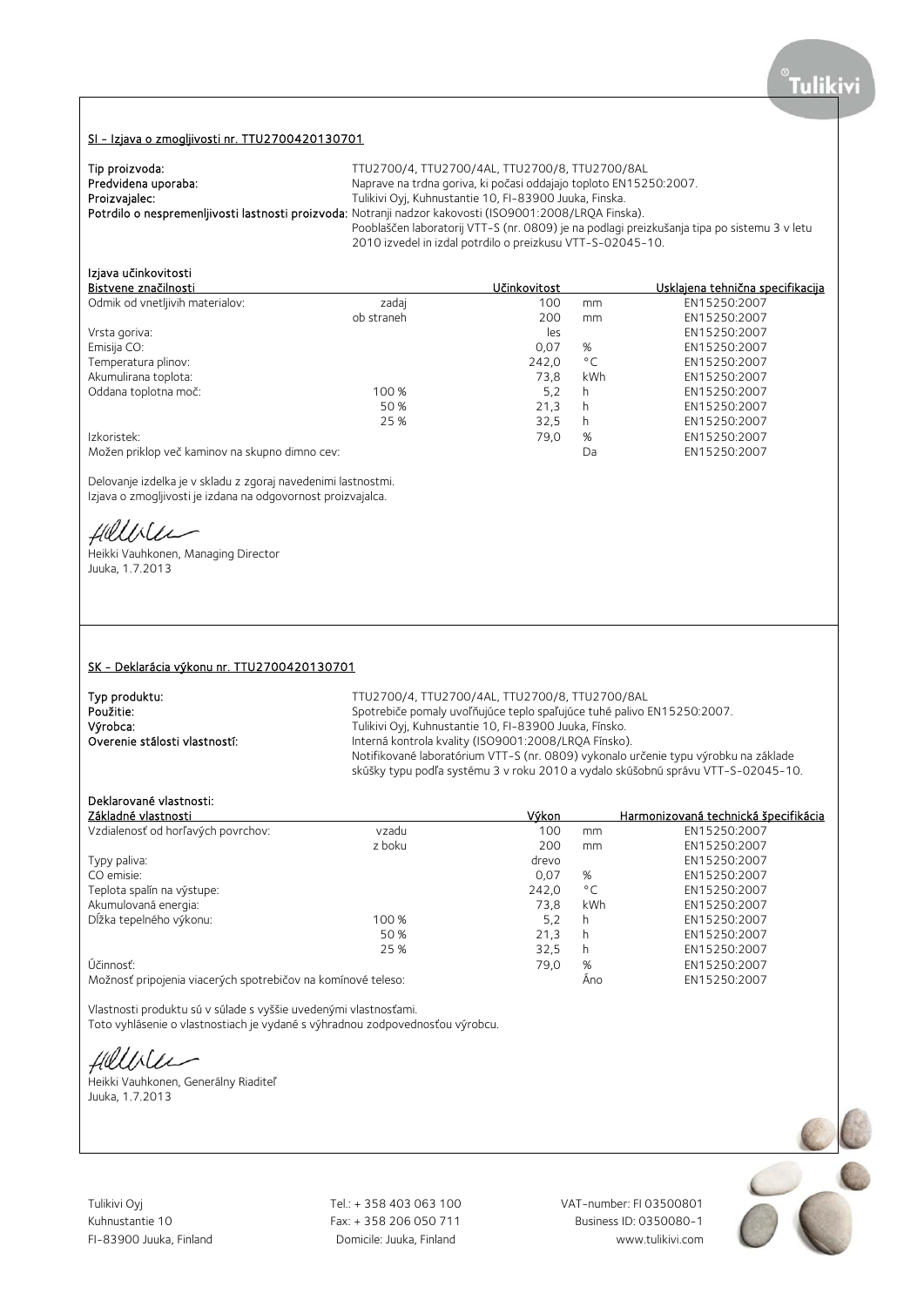## SI - Izjava o zmogljivosti nr. TTU2700420130701

**Tip proizvoda:** TTU2700/4, TTU2700/4AL, TTU2700/8, TTU2700/8AL
**Predvidena uporaba:** Naprave na trdna goriva, ki počasi oddajajo toploto EN15250:2007.
**Proizvajalec:** Tulikivi Oyj, Kuhnustantie 10, FI-83900 Juuka, Finska.
**Potrdilo o nespremenljivosti lastnosti proizvoda:** Notranji nadzor kakovosti (ISO9001:2008/LRQA Finska).
Pooblaščen laboratorij VTT-S (nr. 0809) je na podlagi preizkušanja tipa po sistemu 3 v letu 2010 izvedel in izdal potrdilo o preizkusu VTT-S-02045-10.

**Izjava učinkovitosti**

| Bistvene značilnosti | | Učinkovitost | | Usklajena tehnična specifikacija |
|---|---|---|---|---|
| Odmik od vnetljivih materialov: | zadaj | 100 | mm | EN15250:2007 |
| | ob straneh | 200 | mm | EN15250:2007 |
| Vrsta goriva: | | les | | EN15250:2007 |
| Emisija CO: | | 0,07 | % | EN15250:2007 |
| Temperatura plinov: | | 242,0 | °C | EN15250:2007 |
| Akumulirana toplota: | | 73,8 | kWh | EN15250:2007 |
| Oddana toplotna moč: | 100 % | 5,2 | h | EN15250:2007 |
| | 50 % | 21,3 | h | EN15250:2007 |
| | 25 % | 32,5 | h | EN15250:2007 |
| Izkoristek: | | 79,0 | % | EN15250:2007 |
| Možen priklop več kaminov na skupno dimno cev: | | | Da | EN15250:2007 |

Delovanje izdelka je v skladu z zgoraj navedenimi lastnostmi.
Izjava o zmogljivosti je izdana na odgovornost proizvajalca.

Heikki Vauhkonen, Managing Director
Juuka, 1.7.2013

## SK - Deklarácia výkonu nr. TTU2700420130701

**Typ produktu:** TTU2700/4, TTU2700/4AL, TTU2700/8, TTU2700/8AL
**Použitie:** Spotrebiče pomaly uvoľňujúce teplo spaľujúce tuhé palivo EN15250:2007.
**Výrobca:** Tulikivi Oyj, Kuhnustantie 10, FI-83900 Juuka, Fínsko.
**Overenie stálosti vlastností:** Interná kontrola kvality (ISO9001:2008/LRQA Fínsko).
Notifikované laboratórium VTT-S (nr. 0809) vykonalo určenie typu výrobku na základe skúšky typu podľa systému 3 v roku 2010 a vydalo skúšobnú správu VTT-S-02045-10.

**Deklarované vlastnosti:**

| Základné vlastnosti | | Výkon | | Harmonizovaná technická špecifikácia |
|---|---|---|---|---|
| Vzdialenosť od horľavých povrchov: | vzadu | 100 | mm | EN15250:2007 |
| | z boku | 200 | mm | EN15250:2007 |
| Typy paliva: | | drevo | | EN15250:2007 |
| CO emisie: | | 0,07 | % | EN15250:2007 |
| Teplota spalín na výstupe: | | 242,0 | °C | EN15250:2007 |
| Akumulovaná energia: | | 73,8 | kWh | EN15250:2007 |
| Dĺžka tepelného výkonu: | 100 % | 5,2 | h | EN15250:2007 |
| | 50 % | 21,3 | h | EN15250:2007 |
| | 25 % | 32,5 | h | EN15250:2007 |
| Účinnosť: | | 79,0 | % | EN15250:2007 |
| Možnosť pripojenia viacerých spotrebičov na komínové teleso: | | | Áno | EN15250:2007 |

Vlastnosti produktu sú v súlade s vyššie uvedenými vlastnosťami.
Toto vyhlásenie o vlastnostiach je vydané s výhradnou zodpovednosťou výrobcu.

Heikki Vauhkonen, Generálny Riaditeľ
Juuka, 1.7.2013

Tulikivi Oyj
Kuhnustantie 10
FI-83900 Juuka, Finland

Tel.: + 358 403 063 100
Fax: + 358 206 050 711
Domicile: Juuka, Finland

VAT-number: FI 03500801
Business ID: 0350080-1
www.tulikivi.com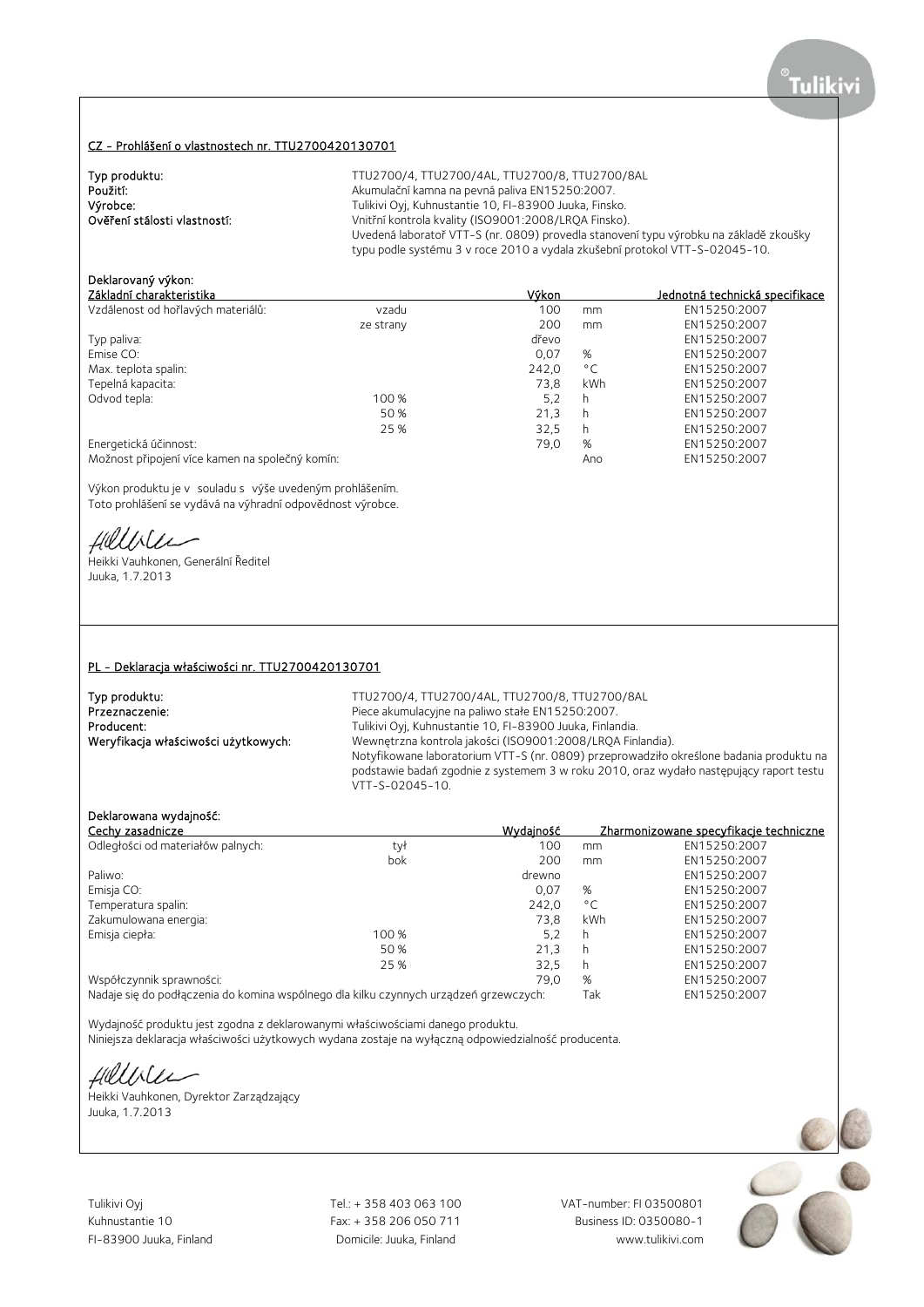## CZ - Prohlášení o vlastnostech nr. TTU2700420130701

| | |
|---|---|
| **Typ produktu:** | TTU2700/4, TTU2700/4AL, TTU2700/8, TTU2700/8AL |
| **Použití:** | Akumulační kamna na pevná paliva EN15250:2007. |
| **Výrobce:** | Tulikivi Oyj, Kuhnustantie 10, FI-83900 Juuka, Finsko. |
| **Ověření stálosti vlastností:** | Vnitřní kontrola kvality (ISO9001:2008/LRQA Finsko). Uvedená laboratoř VTT-S (nr. 0809) provedla stanovení typu výrobku na základě zkoušky typu podle systému 3 v roce 2010 a vydala zkušební protokol VTT-S-02045-10. |

**Deklarovaný výkon:**

| Základní charakteristika | | Výkon | | Jednotná technická specifikace |
|---|---|---|---|---|
| Vzdálenost od hořlavých materiálů: | vzadu | 100 | mm | EN15250:2007 |
| | ze strany | 200 | mm | EN15250:2007 |
| Typ paliva: | | dřevo | | EN15250:2007 |
| Emise CO: | | 0,07 | % | EN15250:2007 |
| Max. teplota spalin: | | 242,0 | °C | EN15250:2007 |
| Tepelná kapacita: | | 73,8 | kWh | EN15250:2007 |
| Odvod tepla: | 100 % | 5,2 | h | EN15250:2007 |
| | 50 % | 21,3 | h | EN15250:2007 |
| | 25 % | 32,5 | h | EN15250:2007 |
| Energetická účinnost: | | 79,0 | % | EN15250:2007 |
| Možnost připojení více kamen na společný komín: | | | Ano | EN15250:2007 |

Výkon produktu je v souladu s výše uvedeným prohlášením.
Toto prohlášení se vydává na výhradní odpovědnost výrobce.

Heikki Vauhkonen, Generální Ředitel
Juuka, 1.7.2013

## PL - Deklaracja właściwości nr. TTU2700420130701

| | |
|---|---|
| **Typ produktu:** | TTU2700/4, TTU2700/4AL, TTU2700/8, TTU2700/8AL |
| **Przeznaczenie:** | Piece akumulacyjne na paliwo stałe EN15250:2007. |
| **Producent:** | Tulikivi Oyj, Kuhnustantie 10, FI-83900 Juuka, Finlandia. |
| **Weryfikacja właściwości użytkowych:** | Wewnętrzna kontrola jakości (ISO9001:2008/LRQA Finlandia). Notyfikowane laboratorium VTT-S (nr. 0809) przeprowadziło określone badania produktu na podstawie badań zgodnie z systemem 3 w roku 2010, oraz wydało następujący raport testu VTT-S-02045-10. |

**Deklarowana wydajność:**

| Cechy zasadnicze | | Wydajność | | Zharmonizowane specyfikacje techniczne |
|---|---|---|---|---|
| Odległości od materiałów palnych: | tył | 100 | mm | EN15250:2007 |
| | bok | 200 | mm | EN15250:2007 |
| Paliwo: | | drewno | | EN15250:2007 |
| Emisja CO: | | 0,07 | % | EN15250:2007 |
| Temperatura spalin: | | 242,0 | °C | EN15250:2007 |
| Zakumulowana energia: | | 73,8 | kWh | EN15250:2007 |
| Emisja ciepła: | 100 % | 5,2 | h | EN15250:2007 |
| | 50 % | 21,3 | h | EN15250:2007 |
| | 25 % | 32,5 | h | EN15250:2007 |
| Współczynnik sprawności: | | 79,0 | % | EN15250:2007 |
| Nadaje się do podłączenia do komina wspólnego dla kilku czynnych urządzeń grzewczych: | | | Tak | EN15250:2007 |

Wydajność produktu jest zgodna z deklarowanymi właściwościami danego produktu.
Niniejsza deklaracja właściwości użytkowych wydana zostaje na wyłączną odpowiedzialność producenta.

Heikki Vauhkonen, Dyrektor Zarządzający
Juuka, 1.7.2013

Tulikivi Oyj
Kuhnustantie 10
FI-83900 Juuka, Finland

Tel.: + 358 403 063 100
Fax: + 358 206 050 711
Domicile: Juuka, Finland

VAT-number: FI 03500801
Business ID: 0350080-1
www.tulikivi.com